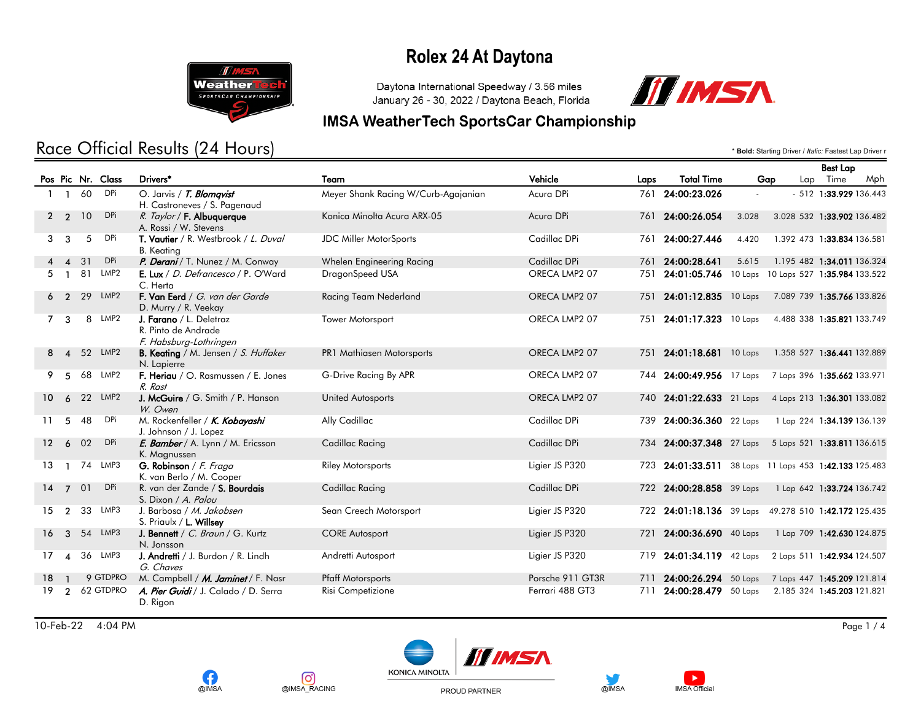# Rolex 24 At Daytona

Daytona International Speedway / 3.56 miles
January 26 - 30, 2022 / Daytona Beach, Florida

## IMSA WeatherTech SportsCar Championship

## Race Official Results (24 Hours)

\* **Bold:** Starting Driver / *Italic:* Fastest Lap Driver r

| Pos | Pic | Nr. | Class | Drivers* | Team | Vehicle | Laps | Total Time | Gap | | Best Lap Lap | Best Lap Time | Best Lap Mph |
|---|---|---|---|---|---|---|---|---|---|---|---|---|---|
| 1 | 1 | 60 | DPi | O. Jarvis / ***T. Blomqvist*** H. Castroneves / S. Pagenaud | Meyer Shank Racing W/Curb-Agajanian | Acura DPi | 761 | **24:00:23.026** | - | - | 512 | **1:33.929** | 136.443 |
| 2 | 2 | 10 | DPi | *R. Taylor* / **F. Albuquerque** A. Rossi / W. Stevens | Konica Minolta Acura ARX-05 | Acura DPi | 761 | **24:00:26.054** | 3.028 | 3.028 | 532 | **1:33.902** | 136.482 |
| 3 | 3 | 5 | DPi | **T. Vautier** / R. Westbrook / *L. Duval* B. Keating | JDC Miller MotorSports | Cadillac DPi | 761 | **24:00:27.446** | 4.420 | 1.392 | 473 | **1:33.834** | 136.581 |
| 4 | 4 | 31 | DPi | ***P. Derani*** / T. Nunez / M. Conway | Whelen Engineering Racing | Cadillac DPi | 761 | **24:00:28.641** | 5.615 | 1.195 | 482 | **1:34.011** | 136.324 |
| 5 | 1 | 81 | LMP2 | **E. Lux** / *D. Defrancesco* / P. O'Ward C. Herta | DragonSpeed USA | ORECA LMP2 07 | 751 | **24:01:05.746** | 10 Laps | 10 Laps | 527 | **1:35.984** | 133.522 |
| 6 | 2 | 29 | LMP2 | **F. Van Eerd** / *G. van der Garde* D. Murry / R. Veekay | Racing Team Nederland | ORECA LMP2 07 | 751 | **24:01:12.835** | 10 Laps | 7.089 | 739 | **1:35.766** | 133.826 |
| 7 | 3 | 8 | LMP2 | **J. Farano** / L. Deletraz R. Pinto de Andrade *F. Habsburg-Lothringen* | Tower Motorsport | ORECA LMP2 07 | 751 | **24:01:17.323** | 10 Laps | 4.488 | 338 | **1:35.821** | 133.749 |
| 8 | 4 | 52 | LMP2 | **B. Keating** / M. Jensen / *S. Huffaker* N. Lapierre | PR1 Mathiasen Motorsports | ORECA LMP2 07 | 751 | **24:01:18.681** | 10 Laps | 1.358 | 527 | **1:36.441** | 132.889 |
| 9 | 5 | 68 | LMP2 | **F. Heriau** / O. Rasmussen / E. Jones *R. Rast* | G-Drive Racing By APR | ORECA LMP2 07 | 744 | **24:00:49.956** | 17 Laps | 7 Laps | 396 | **1:35.662** | 133.971 |
| 10 | 6 | 22 | LMP2 | **J. McGuire** / G. Smith / P. Hanson *W. Owen* | United Autosports | ORECA LMP2 07 | 740 | **24:01:22.633** | 21 Laps | 4 Laps | 213 | **1:36.301** | 133.082 |
| 11 | 5 | 48 | DPi | M. Rockenfeller / ***K. Kobayashi*** J. Johnson / J. Lopez | Ally Cadillac | Cadillac DPi | 739 | **24:00:36.360** | 22 Laps | 1 Lap | 224 | **1:34.139** | 136.139 |
| 12 | 6 | 02 | DPi | ***E. Bamber*** / A. Lynn / M. Ericsson K. Magnussen | Cadillac Racing | Cadillac DPi | 734 | **24:00:37.348** | 27 Laps | 5 Laps | 521 | **1:33.811** | 136.615 |
| 13 | 1 | 74 | LMP3 | **G. Robinson** / *F. Fraga* K. van Berlo / M. Cooper | Riley Motorsports | Ligier JS P320 | 723 | **24:01:33.511** | 38 Laps | 11 Laps | 453 | **1:42.133** | 125.483 |
| 14 | 7 | 01 | DPi | R. van der Zande / **S. Bourdais** S. Dixon / *A. Palou* | Cadillac Racing | Cadillac DPi | 722 | **24:00:28.858** | 39 Laps | 1 Lap | 642 | **1:33.724** | 136.742 |
| 15 | 2 | 33 | LMP3 | J. Barbosa / *M. Jakobsen* S. Priaulx / **L. Willsey** | Sean Creech Motorsport | Ligier JS P320 | 722 | **24:01:18.136** | 39 Laps | 49.278 | 510 | **1:42.172** | 125.435 |
| 16 | 3 | 54 | LMP3 | **J. Bennett** / *C. Braun* / G. Kurtz N. Jonsson | CORE Autosport | Ligier JS P320 | 721 | **24:00:36.690** | 40 Laps | 1 Lap | 709 | **1:42.630** | 124.875 |
| 17 | 4 | 36 | LMP3 | **J. Andretti** / J. Burdon / R. Lindh *G. Chaves* | Andretti Autosport | Ligier JS P320 | 719 | **24:01:34.119** | 42 Laps | 2 Laps | 511 | **1:42.934** | 124.507 |
| 18 | 1 | 9 | GTDPRO | M. Campbell / ***M. Jaminet*** / F. Nasr | Pfaff Motorsports | Porsche 911 GT3R | 711 | **24:00:26.294** | 50 Laps | 7 Laps | 447 | **1:45.209** | 121.814 |
| 19 | 2 | 62 | GTDPRO | ***A. Pier Guidi*** / J. Calado / D. Serra D. Rigon | Risi Competizione | Ferrari 488 GT3 | 711 | **24:00:28.479** | 50 Laps | 2.185 | 324 | **1:45.203** | 121.821 |

10-Feb-22 4:04 PM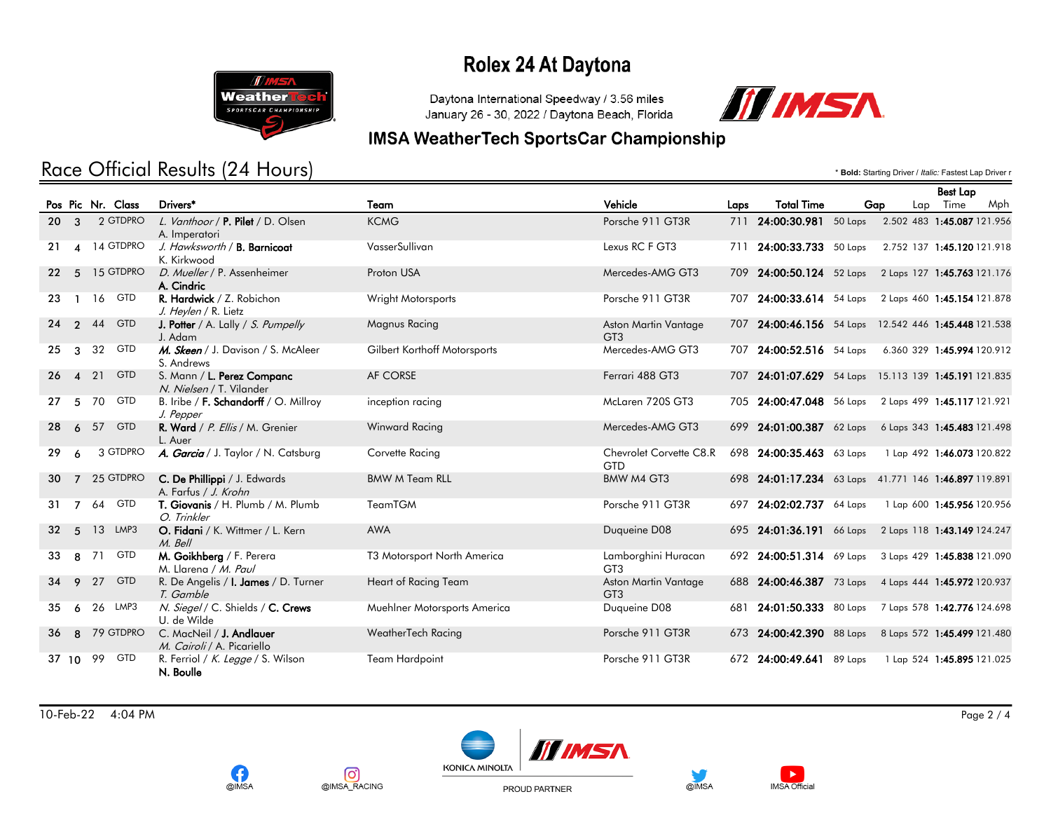# Rolex 24 At Daytona

Daytona International Speedway / 3.56 miles
January 26 - 30, 2022 / Daytona Beach, Florida

## IMSA WeatherTech SportsCar Championship

## Race Official Results (24 Hours)

\* **Bold:** Starting Driver / *Italic:* Fastest Lap Driver r

| Pos | Pic | Nr. | Class | Drivers* | Team | Vehicle | Laps | Total Time | Gap | | Best Lap Lap | Time | Mph |
|---|---|---|---|---|---|---|---|---|---|---|---|---|---|
| 20 | 3 | 2 | GTDPRO | *L. Vanthoor* / **P. Pilet** / D. Olsen A. Imperatori | KCMG | Porsche 911 GT3R | 711 | **24:00:30.981** | 50 Laps | 2.502 | 483 | **1:45.087** | 121.956 |
| 21 | 4 | 14 | GTDPRO | *J. Hawksworth* / **B. Barnicoat** K. Kirkwood | VasserSullivan | Lexus RC F GT3 | 711 | **24:00:33.733** | 50 Laps | 2.752 | 137 | **1:45.120** | 121.918 |
| 22 | 5 | 15 | GTDPRO | *D. Mueller* / P. Assenheimer **A. Cindric** | Proton USA | Mercedes-AMG GT3 | 709 | **24:00:50.124** | 52 Laps | 2 Laps | 127 | **1:45.763** | 121.176 |
| 23 | 1 | 16 | GTD | **R. Hardwick** / Z. Robichon *J. Heylen* / R. Lietz | Wright Motorsports | Porsche 911 GT3R | 707 | **24:00:33.614** | 54 Laps | 2 Laps | 460 | **1:45.154** | 121.878 |
| 24 | 2 | 44 | GTD | **J. Potter** / A. Lally / *S. Pumpelly* J. Adam | Magnus Racing | Aston Martin Vantage GT3 | 707 | **24:00:46.156** | 54 Laps | 12.542 | 446 | **1:45.448** | 121.538 |
| 25 | 3 | 32 | GTD | ***M. Skeen*** / J. Davison / S. McAleer S. Andrews | Gilbert Korthoff Motorsports | Mercedes-AMG GT3 | 707 | **24:00:52.516** | 54 Laps | 6.360 | 329 | **1:45.994** | 120.912 |
| 26 | 4 | 21 | GTD | S. Mann / **L. Perez Companc** *N. Nielsen* / T. Vilander | AF CORSE | Ferrari 488 GT3 | 707 | **24:01:07.629** | 54 Laps | 15.113 | 139 | **1:45.191** | 121.835 |
| 27 | 5 | 70 | GTD | B. Iribe / **F. Schandorff** / O. Millroy *J. Pepper* | inception racing | McLaren 720S GT3 | 705 | **24:00:47.048** | 56 Laps | 2 Laps | 499 | **1:45.117** | 121.921 |
| 28 | 6 | 57 | GTD | **R. Ward** / *P. Ellis* / M. Grenier L. Auer | Winward Racing | Mercedes-AMG GT3 | 699 | **24:01:00.387** | 62 Laps | 6 Laps | 343 | **1:45.483** | 121.498 |
| 29 | 6 | 3 | GTDPRO | ***A. Garcia*** / J. Taylor / N. Catsburg | Corvette Racing | Chevrolet Corvette C8.R GTD | 698 | **24:00:35.463** | 63 Laps | 1 Lap | 492 | **1:46.073** | 120.822 |
| 30 | 7 | 25 | GTDPRO | **C. De Phillippi** / J. Edwards A. Farfus / *J. Krohn* | BMW M Team RLL | BMW M4 GT3 | 698 | **24:01:17.234** | 63 Laps | 41.771 | 146 | **1:46.897** | 119.891 |
| 31 | 7 | 64 | GTD | **T. Giovanis** / H. Plumb / M. Plumb *O. Trinkler* | TeamTGM | Porsche 911 GT3R | 697 | **24:02:02.737** | 64 Laps | 1 Lap | 600 | **1:45.956** | 120.956 |
| 32 | 5 | 13 | LMP3 | **O. Fidani** / K. Wittmer / L. Kern *M. Bell* | AWA | Duqueine D08 | 695 | **24:01:36.191** | 66 Laps | 2 Laps | 118 | **1:43.149** | 124.247 |
| 33 | 8 | 71 | GTD | **M. Goikhberg** / F. Perera M. Llarena / *M. Paul* | T3 Motorsport North America | Lamborghini Huracan GT3 | 692 | **24:00:51.314** | 69 Laps | 3 Laps | 429 | **1:45.838** | 121.090 |
| 34 | 9 | 27 | GTD | R. De Angelis / **I. James** / D. Turner *T. Gamble* | Heart of Racing Team | Aston Martin Vantage GT3 | 688 | **24:00:46.387** | 73 Laps | 4 Laps | 444 | **1:45.972** | 120.937 |
| 35 | 6 | 26 | LMP3 | *N. Siegel* / C. Shields / **C. Crews** U. de Wilde | Muehlner Motorsports America | Duqueine D08 | 681 | **24:01:50.333** | 80 Laps | 7 Laps | 578 | **1:42.776** | 124.698 |
| 36 | 8 | 79 | GTDPRO | C. MacNeil / **J. Andlauer** *M. Cairoli* / A. Picariello | WeatherTech Racing | Porsche 911 GT3R | 673 | **24:00:42.390** | 88 Laps | 8 Laps | 572 | **1:45.499** | 121.480 |
| 37 | 10 | 99 | GTD | R. Ferriol / *K. Legge* / S. Wilson **N. Boulle** | Team Hardpoint | Porsche 911 GT3R | 672 | **24:00:49.641** | 89 Laps | 1 Lap | 524 | **1:45.895** | 121.025 |

10-Feb-22 4:04 PM

@IMSA @IMSA_RACING KONICA MINOLTA PROUD PARTNER @IMSA IMSA Official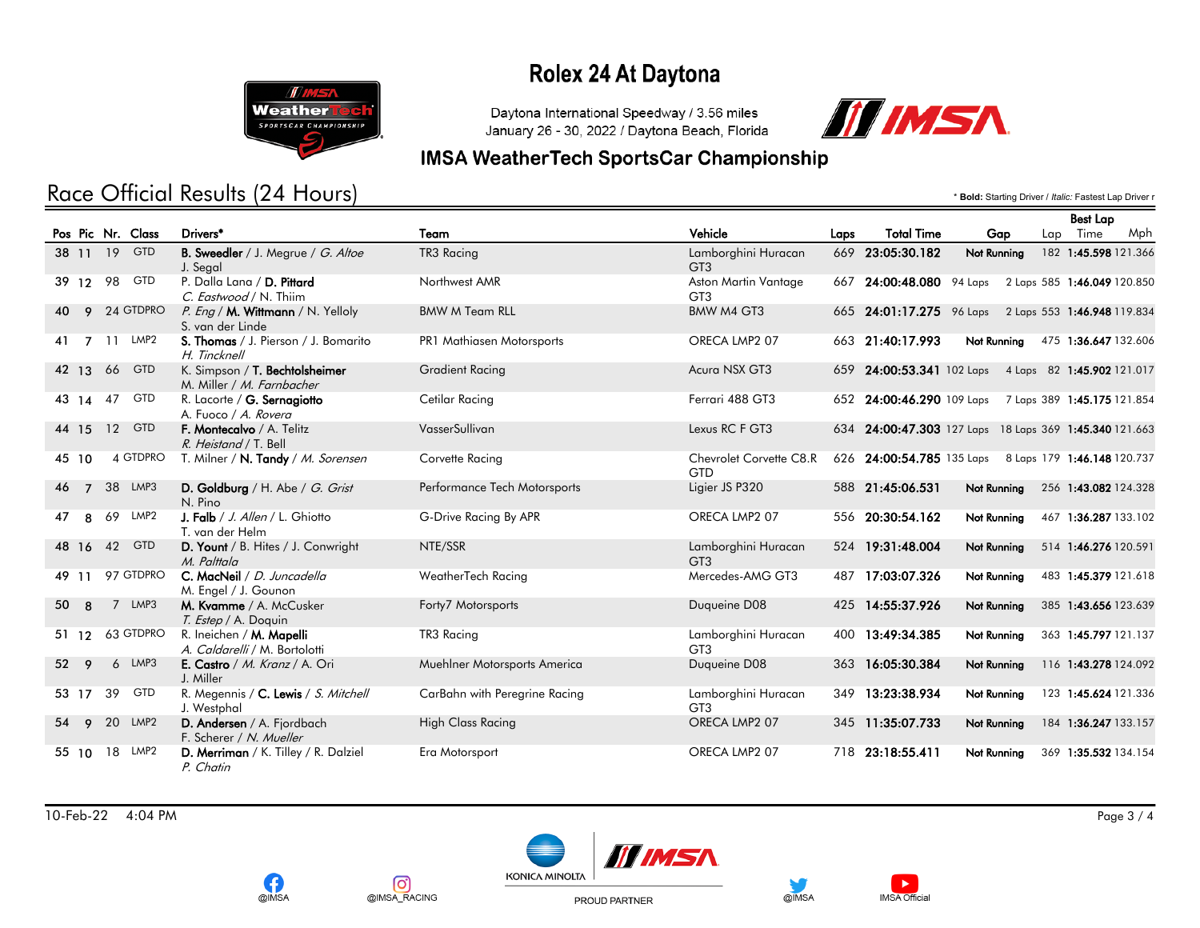# Rolex 24 At Daytona

Daytona International Speedway / 3.56 miles
January 26 - 30, 2022 / Daytona Beach, Florida

## IMSA WeatherTech SportsCar Championship

## Race Official Results (24 Hours)

* **Bold:** Starting Driver / *Italic:* Fastest Lap Driver r

| Pos | Pic | Nr. | Class | Drivers* | Team | Vehicle | Laps | Total Time | Gap | | Best Lap Lap | Best Lap Time | Best Lap Mph |
|---|---|---|---|---|---|---|---|---|---|---|---|---|---|
| 38 | 11 | 19 | GTD | **B. Sweedler** / J. Megrue / *G. Altoe* J. Segal | TR3 Racing | Lamborghini Huracan GT3 | 669 | 23:05:30.182 | Not Running | | 182 | 1:45.598 | 121.366 |
| 39 | 12 | 98 | GTD | P. Dalla Lana / **D. Pittard** *C. Eastwood* / N. Thiim | Northwest AMR | Aston Martin Vantage GT3 | 667 | 24:00:48.080 | 94 Laps | 2 Laps | 585 | 1:46.049 | 120.850 |
| 40 | 9 | 24 | GTDPRO | *P. Eng* / **M. Wittmann** / N. Yelloly S. van der Linde | BMW M Team RLL | BMW M4 GT3 | 665 | 24:01:17.275 | 96 Laps | 2 Laps | 553 | 1:46.948 | 119.834 |
| 41 | 7 | 11 | LMP2 | **S. Thomas** / J. Pierson / J. Bomarito *H. Tincknell* | PR1 Mathiasen Motorsports | ORECA LMP2 07 | 663 | 21:40:17.993 | Not Running | | 475 | 1:36.647 | 132.606 |
| 42 | 13 | 66 | GTD | K. Simpson / **T. Bechtolsheimer** M. Miller / *M. Farnbacher* | Gradient Racing | Acura NSX GT3 | 659 | 24:00:53.341 | 102 Laps | 4 Laps | 82 | 1:45.902 | 121.017 |
| 43 | 14 | 47 | GTD | R. Lacorte / **G. Sernagiotto** A. Fuoco / *A. Rovera* | Cetilar Racing | Ferrari 488 GT3 | 652 | 24:00:46.290 | 109 Laps | 7 Laps | 389 | 1:45.175 | 121.854 |
| 44 | 15 | 12 | GTD | **F. Montecalvo** / A. Telitz *R. Heistand* / T. Bell | VasserSullivan | Lexus RC F GT3 | 634 | 24:00:47.303 | 127 Laps | 18 Laps | 369 | 1:45.340 | 121.663 |
| 45 | 10 | 4 | GTDPRO | T. Milner / **N. Tandy** / *M. Sorensen* | Corvette Racing | Chevrolet Corvette C8.R GTD | 626 | 24:00:54.785 | 135 Laps | 8 Laps | 179 | 1:46.148 | 120.737 |
| 46 | 7 | 38 | LMP3 | **D. Goldburg** / H. Abe / *G. Grist* N. Pino | Performance Tech Motorsports | Ligier JS P320 | 588 | 21:45:06.531 | Not Running | | 256 | 1:43.082 | 124.328 |
| 47 | 8 | 69 | LMP2 | **J. Falb** / *J. Allen* / L. Ghiotto T. van der Helm | G-Drive Racing By APR | ORECA LMP2 07 | 556 | 20:30:54.162 | Not Running | | 467 | 1:36.287 | 133.102 |
| 48 | 16 | 42 | GTD | **D. Yount** / B. Hites / J. Conwright *M. Palttala* | NTE/SSR | Lamborghini Huracan GT3 | 524 | 19:31:48.004 | Not Running | | 514 | 1:46.276 | 120.591 |
| 49 | 11 | 97 | GTDPRO | **C. MacNeil** / *D. Juncadella* M. Engel / J. Gounon | WeatherTech Racing | Mercedes-AMG GT3 | 487 | 17:03:07.326 | Not Running | | 483 | 1:45.379 | 121.618 |
| 50 | 8 | 7 | LMP3 | **M. Kvamme** / A. McCusker *T. Estep* / A. Doquin | Forty7 Motorsports | Duqueine D08 | 425 | 14:55:37.926 | Not Running | | 385 | 1:43.656 | 123.639 |
| 51 | 12 | 63 | GTDPRO | R. Ineichen / **M. Mapelli** *A. Caldarelli* / M. Bortolotti | TR3 Racing | Lamborghini Huracan GT3 | 400 | 13:49:34.385 | Not Running | | 363 | 1:45.797 | 121.137 |
| 52 | 9 | 6 | LMP3 | **E. Castro** / *M. Kranz* / A. Ori J. Miller | Muehlner Motorsports America | Duqueine D08 | 363 | 16:05:30.384 | Not Running | | 116 | 1:43.278 | 124.092 |
| 53 | 17 | 39 | GTD | R. Megennis / **C. Lewis** / *S. Mitchell* J. Westphal | CarBahn with Peregrine Racing | Lamborghini Huracan GT3 | 349 | 13:23:38.934 | Not Running | | 123 | 1:45.624 | 121.336 |
| 54 | 9 | 20 | LMP2 | **D. Andersen** / A. Fjordbach F. Scherer / *N. Mueller* | High Class Racing | ORECA LMP2 07 | 345 | 11:35:07.733 | Not Running | | 184 | 1:36.247 | 133.157 |
| 55 | 10 | 18 | LMP2 | **D. Merriman** / K. Tilley / R. Dalziel *P. Chatin* | Era Motorsport | ORECA LMP2 07 | 718 | 23:18:55.411 | Not Running | | 369 | 1:35.532 | 134.154 |

10-Feb-22 4:04 PM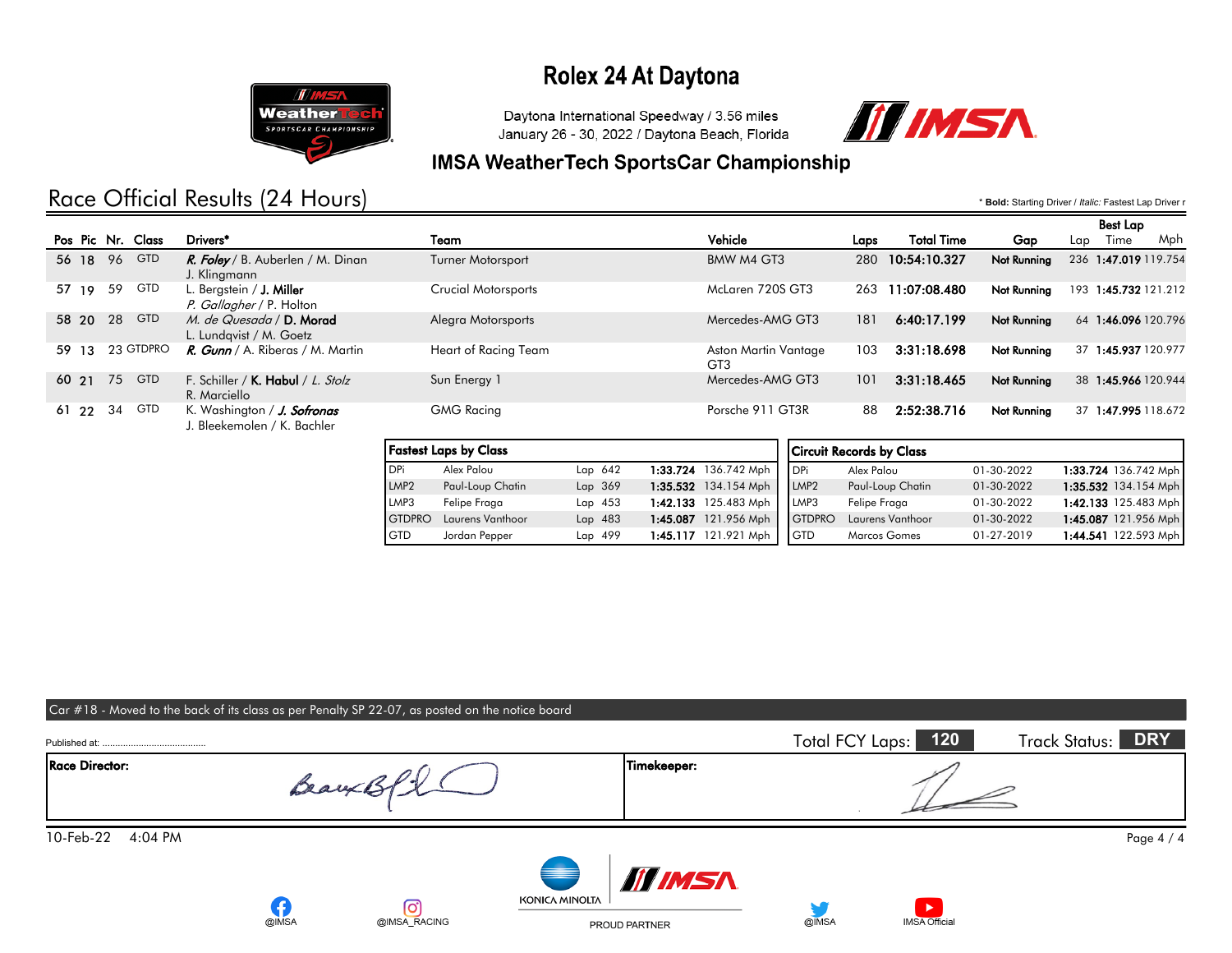# Rolex 24 At Daytona

Daytona International Speedway / 3.56 miles
January 26 - 30, 2022 / Daytona Beach, Florida

## IMSA WeatherTech SportsCar Championship

## Race Official Results (24 Hours)

\* **Bold:** Starting Driver / *Italic:* Fastest Lap Driver r

| Pos | Pic | Nr. | Class | Drivers* | Team | Vehicle | Laps | Total Time | Gap | Best Lap Lap | Best Lap Time | Best Lap Mph |
|---|---|---|---|---|---|---|---|---|---|---|---|---|
| 56 | 18 | 96 | GTD | ***R. Foley*** / B. Auberlen / M. Dinan J. Klingmann | Turner Motorsport | BMW M4 GT3 | 280 | 10:54:10.327 | Not Running | 236 | 1:47.019 | 119.754 |
| 57 | 19 | 59 | GTD | L. Bergstein / **J. Miller** *P. Gallagher* / P. Holton | Crucial Motorsports | McLaren 720S GT3 | 263 | 11:07:08.480 | Not Running | 193 | 1:45.732 | 121.212 |
| 58 | 20 | 28 | GTD | *M. de Quesada* / **D. Morad** L. Lundqvist / M. Goetz | Alegra Motorsports | Mercedes-AMG GT3 | 181 | 6:40:17.199 | Not Running | 64 | 1:46.096 | 120.796 |
| 59 | 13 | 23 | GTDPRO | ***R. Gunn*** / A. Riberas / M. Martin | Heart of Racing Team | Aston Martin Vantage GT3 | 103 | 3:31:18.698 | Not Running | 37 | 1:45.937 | 120.977 |
| 60 | 21 | 75 | GTD | F. Schiller / **K. Habul** / *L. Stolz* R. Marciello | Sun Energy 1 | Mercedes-AMG GT3 | 101 | 3:31:18.465 | Not Running | 38 | 1:45.966 | 120.944 |
| 61 | 22 | 34 | GTD | K. Washington / ***J. Sofronas*** J. Bleekemolen / K. Bachler | GMG Racing | Porsche 911 GT3R | 88 | 2:52:38.716 | Not Running | 37 | 1:47.995 | 118.672 |

### Fastest Laps by Class

| Class | Driver | Lap | Time | Mph |
|---|---|---|---|---|
| DPi | Alex Palou | Lap 642 | 1:33.724 | 136.742 Mph |
| LMP2 | Paul-Loup Chatin | Lap 369 | 1:35.532 | 134.154 Mph |
| LMP3 | Felipe Fraga | Lap 453 | 1:42.133 | 125.483 Mph |
| GTDPRO | Laurens Vanthoor | Lap 483 | 1:45.087 | 121.956 Mph |
| GTD | Jordan Pepper | Lap 499 | 1:45.117 | 121.921 Mph |

### Circuit Records by Class

| Class | Driver | Date | Time | Mph |
|---|---|---|---|---|
| DPi | Alex Palou | 01-30-2022 | 1:33.724 | 136.742 Mph |
| LMP2 | Paul-Loup Chatin | 01-30-2022 | 1:35.532 | 134.154 Mph |
| LMP3 | Felipe Fraga | 01-30-2022 | 1:42.133 | 125.483 Mph |
| GTDPRO | Laurens Vanthoor | 01-30-2022 | 1:45.087 | 121.956 Mph |
| GTD | Marcos Gomes | 01-27-2019 | 1:44.541 | 122.593 Mph |

Car #18 - Moved to the back of its class as per Penalty SP 22-07, as posted on the notice board

Published at: ........................................

Total FCY Laps: **120**    Track Status: **DRY**

**Race Director:**    **Timekeeper:**

10-Feb-22 4:04 PM

@IMSA    @IMSA_RACING    KONICA MINOLTA    PROUD PARTNER    @IMSA    IMSA Official